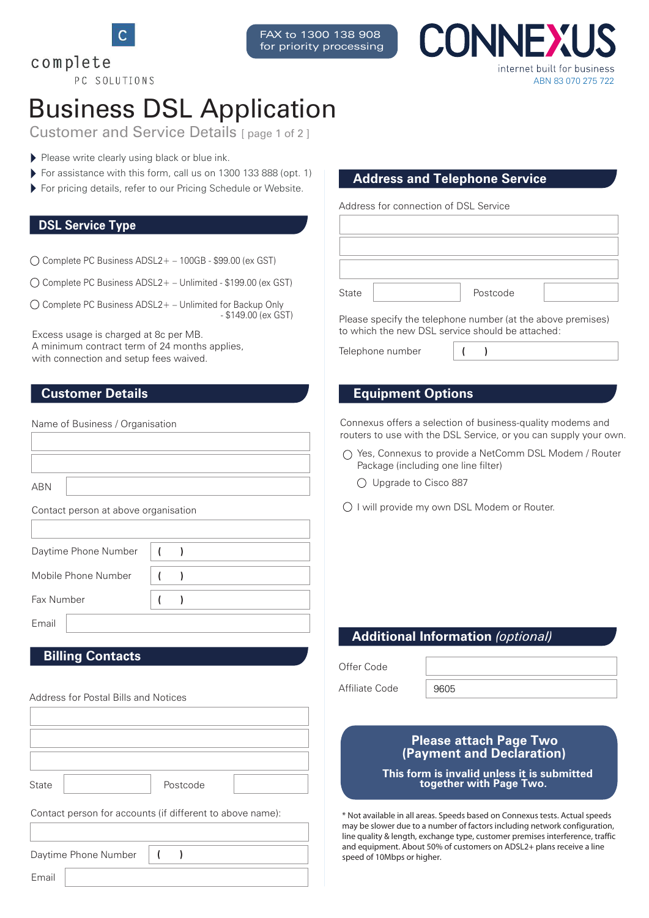complete PC SOLUTIONS

FAX to 1300 138 908 for priority processing

CONNEXUS
internet built for business
ABN 83 070 275 722

# Business DSL Application

Customer and Service Details [ page 1 of 2 ]

- Please write clearly using black or blue ink.
- For assistance with this form, call us on 1300 133 888 (opt. 1)
- For pricing details, refer to our Pricing Schedule or Website.

## DSL Service Type

- ◯ Complete PC Business ADSL2+ – 100GB - $99.00 (ex GST)
- ◯ Complete PC Business ADSL2+ – Unlimited - $199.00 (ex GST)
- ◯ Complete PC Business ADSL2+ – Unlimited for Backup Only - $149.00 (ex GST)

Excess usage is charged at 8c per MB.
A minimum contract term of 24 months applies, with connection and setup fees waived.

## Customer Details

Name of Business / Organisation

ABN

Contact person at above organisation

Daytime Phone Number ( )

Mobile Phone Number ( )

Fax Number ( )

Email

## Billing Contacts

Address for Postal Bills and Notices

State | Postcode

Contact person for accounts (if different to above name):

Daytime Phone Number ( )

Email

## Address and Telephone Service

Address for connection of DSL Service

State | Postcode

Please specify the telephone number (at the above premises) to which the new DSL service should be attached:

Telephone number ( )

## Equipment Options

Connexus offers a selection of business-quality modems and routers to use with the DSL Service, or you can supply your own.

- ◯ Yes, Connexus to provide a NetComm DSL Modem / Router Package (including one line filter)
  - ◯ Upgrade to Cisco 887
- ◯ I will provide my own DSL Modem or Router.

## Additional Information *(optional)*

Offer Code

Affiliate Code 9605

**Please attach Page Two (Payment and Declaration)**

**This form is invalid unless it is submitted together with Page Two.**

* Not available in all areas. Speeds based on Connexus tests. Actual speeds may be slower due to a number of factors including network configuration, line quality & length, exchange type, customer premises interference, traffic and equipment. About 50% of customers on ADSL2+ plans receive a line speed of 10Mbps or higher.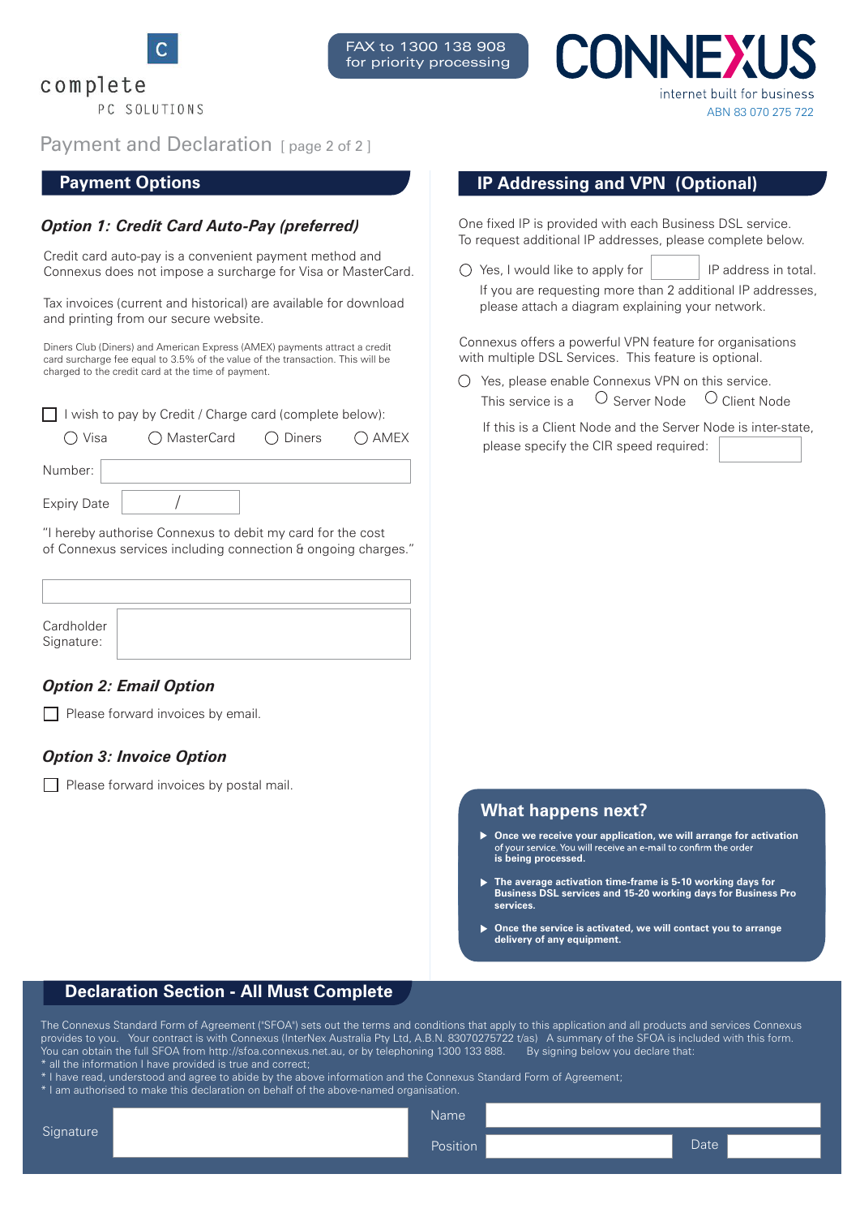complete PC SOLUTIONS

FAX to 1300 138 908 for priority processing

CONNEXUS
internet built for business
ABN 83 070 275 722

# Payment and Declaration [ page 2 of 2 ]

## Payment Options

### *Option 1: Credit Card Auto-Pay (preferred)*

Credit card auto-pay is a convenient payment method and Connexus does not impose a surcharge for Visa or MasterCard.

Tax invoices (current and historical) are available for download and printing from our secure website.

Diners Club (Diners) and American Express (AMEX) payments attract a credit card surcharge fee equal to 3.5% of the value of the transaction. This will be charged to the credit card at the time of payment.

☐ I wish to pay by Credit / Charge card (complete below):

○ Visa ○ MasterCard ○ Diners ○ AMEX

Number: ____________________

Expiry Date ____ / ____

"I hereby authorise Connexus to debit my card for the cost of Connexus services including connection & ongoing charges."

____________________

Cardholder Signature: ____________________

### *Option 2: Email Option*

☐ Please forward invoices by email.

### *Option 3: Invoice Option*

☐ Please forward invoices by postal mail.

## IP Addressing and VPN (Optional)

One fixed IP is provided with each Business DSL service. To request additional IP addresses, please complete below.

○ Yes, I would like to apply for ______ IP address in total.
If you are requesting more than 2 additional IP addresses, please attach a diagram explaining your network.

Connexus offers a powerful VPN feature for organisations with multiple DSL Services. This feature is optional.

○ Yes, please enable Connexus VPN on this service.
This service is a ○ Server Node ○ Client Node

If this is a Client Node and the Server Node is inter-state, please specify the CIR speed required: ______

## What happens next?

- **Once we receive your application, we will arrange for activation** of your service. You will receive an e-mail to confirm the order **is being processed.**
- **The average activation time-frame is 5-10 working days for Business DSL services and 15-20 working days for Business Pro services.**
- **Once the service is activated, we will contact you to arrange delivery of any equipment.**

## Declaration Section - All Must Complete

The Connexus Standard Form of Agreement ("SFOA") sets out the terms and conditions that apply to this application and all products and services Connexus provides to you. Your contract is with Connexus (InterNex Australia Pty Ltd, A.B.N. 83070275722 t/as) A summary of the SFOA is included with this form. You can obtain the full SFOA from http://sfoa.connexus.net.au, or by telephoning 1300 133 888. By signing below you declare that:

* all the information I have provided is true and correct;
* I have read, understood and agree to abide by the above information and the Connexus Standard Form of Agreement;
* I am authorised to make this declaration on behalf of the above-named organisation.

Signature ____________________ Name ____________________

Position ____________________ Date __________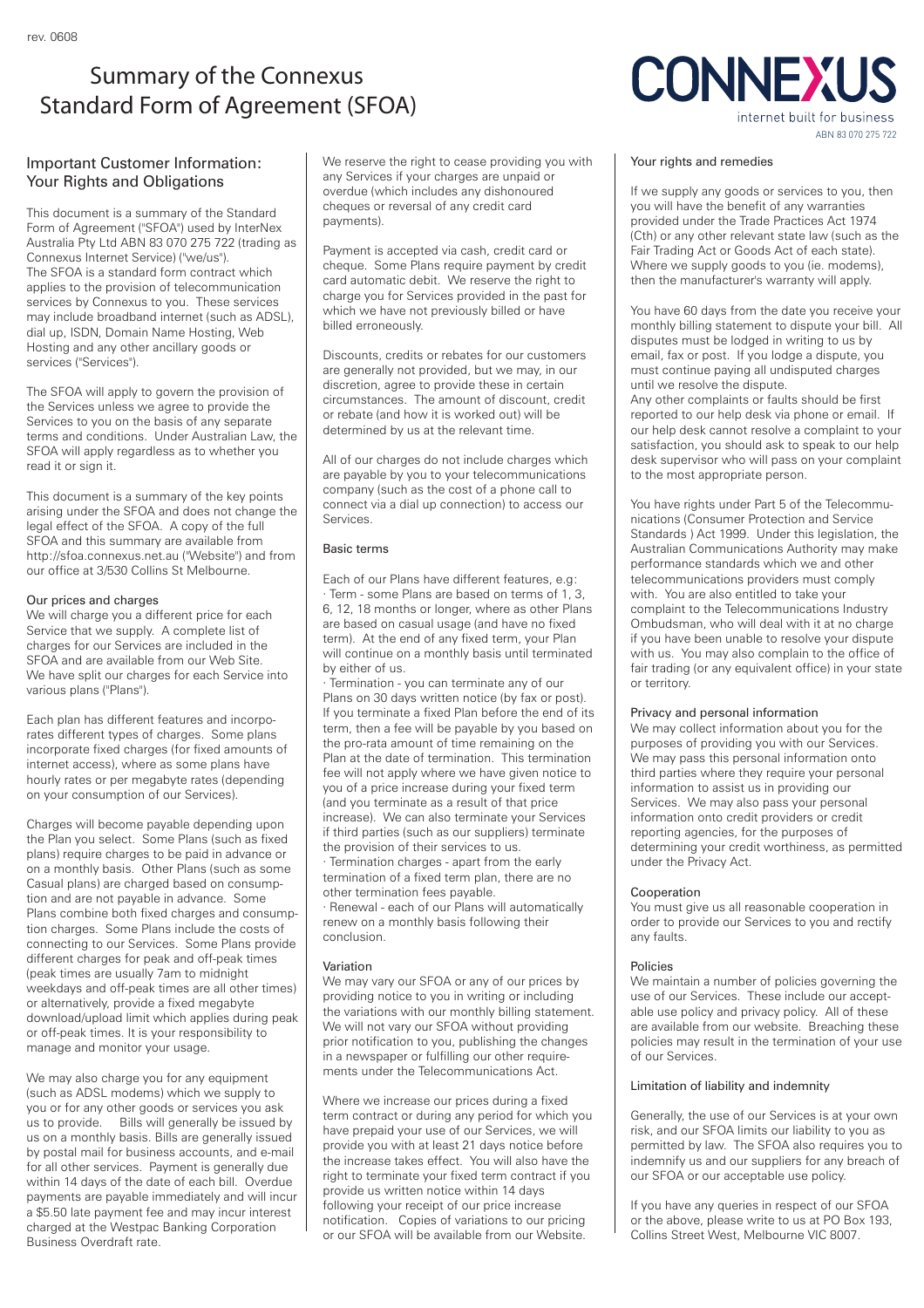rev. 0608

# Summary of the Connexus Standard Form of Agreement (SFOA)

CONNEXUS
internet built for business
ABN 83 070 275 722

## Important Customer Information: Your Rights and Obligations

This document is a summary of the Standard Form of Agreement ("SFOA") used by InterNex Australia Pty Ltd ABN 83 070 275 722 (trading as Connexus Internet Service) ("we/us"). The SFOA is a standard form contract which applies to the provision of telecommunication services by Connexus to you. These services may include broadband internet (such as ADSL), dial up, ISDN, Domain Name Hosting, Web Hosting and any other ancillary goods or services ("Services").

The SFOA will apply to govern the provision of the Services unless we agree to provide the Services to you on the basis of any separate terms and conditions. Under Australian Law, the SFOA will apply regardless as to whether you read it or sign it.

This document is a summary of the key points arising under the SFOA and does not change the legal effect of the SFOA. A copy of the full SFOA and this summary are available from http://sfoa.connexus.net.au ("Website") and from our office at 3/530 Collins St Melbourne.

### Our prices and charges

We will charge you a different price for each Service that we supply. A complete list of charges for our Services are included in the SFOA and are available from our Web Site. We have split our charges for each Service into various plans ("Plans").

Each plan has different features and incorporates different types of charges. Some plans incorporate fixed charges (for fixed amounts of internet access), where as some plans have hourly rates or per megabyte rates (depending on your consumption of our Services).

Charges will become payable depending upon the Plan you select. Some Plans (such as fixed plans) require charges to be paid in advance or on a monthly basis. Other Plans (such as some Casual plans) are charged based on consumption and are not payable in advance. Some Plans combine both fixed charges and consumption charges. Some Plans include the costs of connecting to our Services. Some Plans provide different charges for peak and off-peak times (peak times are usually 7am to midnight weekdays and off-peak times are all other times) or alternatively, provide a fixed megabyte download/upload limit which applies during peak or off-peak times. It is your responsibility to manage and monitor your usage.

We may also charge you for any equipment (such as ADSL modems) which we supply to you or for any other goods or services you ask us to provide. Bills will generally be issued by us on a monthly basis. Bills are generally issued by postal mail for business accounts, and e-mail for all other services. Payment is generally due within 14 days of the date of each bill. Overdue payments are payable immediately and will incur a $5.50 late payment fee and may incur interest charged at the Westpac Banking Corporation Business Overdraft rate.

We reserve the right to cease providing you with any Services if your charges are unpaid or overdue (which includes any dishonoured cheques or reversal of any credit card payments).

Payment is accepted via cash, credit card or cheque. Some Plans require payment by credit card automatic debit. We reserve the right to charge you for Services provided in the past for which we have not previously billed or have billed erroneously.

Discounts, credits or rebates for our customers are generally not provided, but we may, in our discretion, agree to provide these in certain circumstances. The amount of discount, credit or rebate (and how it is worked out) will be determined by us at the relevant time.

All of our charges do not include charges which are payable by you to your telecommunications company (such as the cost of a phone call to connect via a dial up connection) to access our Services.

### Basic terms

Each of our Plans have different features, e.g:

· Term - some Plans are based on terms of 1, 3, 6, 12, 18 months or longer, where as other Plans are based on casual usage (and have no fixed term). At the end of any fixed term, your Plan will continue on a monthly basis until terminated by either of us.

· Termination - you can terminate any of our Plans on 30 days written notice (by fax or post). If you terminate a Fixed Plan before the end of its term, then a fee will be payable by you based on the pro-rata amount of time remaining on the Plan at the date of termination. This termination fee will not apply where we have given notice to you of a price increase during your fixed term (and you terminate as a result of that price increase). We can also terminate your Services if third parties (such as our suppliers) terminate the provision of their services to us.

· Termination charges - apart from the early termination of a fixed term plan, there are no other termination fees payable.

· Renewal - each of our Plans will automatically renew on a monthly basis following their conclusion.

### Variation

We may vary our SFOA or any of our prices by providing notice to you in writing or including the variations with our monthly billing statement. We will not vary our SFOA without providing prior notification to you, publishing the changes in a newspaper or fulfilling our other requirements under the Telecommunications Act.

Where we increase our prices during a fixed term contract or during any period for which you have prepaid your use of our Services, we will provide you with at least 21 days notice before the increase takes effect. You will also have the right to terminate your fixed term contract if you provide us written notice within 14 days following your receipt of our price increase notification. Copies of variations to our pricing or our SFOA will be available from our Website.

### Your rights and remedies

If we supply any goods or services to you, then you will have the benefit of any warranties provided under the Trade Practices Act 1974 (Cth) or any other relevant state law (such as the Fair Trading Act or Goods Act of each state). Where we supply goods to you (ie. modems), then the manufacturer's warranty will apply.

You have 60 days from the date you receive your monthly billing statement to dispute your bill. All disputes must be lodged in writing to us by email, fax or post. If you lodge a dispute, you must continue paying all undisputed charges until we resolve the dispute.

Any other complaints or faults should be first reported to our help desk via phone or email. If our help desk cannot resolve a complaint to your satisfaction, you should ask to speak to our help desk supervisor who will pass on your complaint to the most appropriate person.

You have rights under Part 5 of the Telecommunications (Consumer Protection and Service Standards ) Act 1999. Under this legislation, the Australian Communications Authority may make performance standards which we and other telecommunications providers must comply with. You are also entitled to take your complaint to the Telecommunications Industry Ombudsman, who will deal with it at no charge if you have been unable to resolve your dispute with us. You may also complain to the office of fair trading (or any equivalent office) in your state or territory.

### Privacy and personal information

We may collect information about you for the purposes of providing you with our Services. We may pass this personal information onto third parties where they require your personal information to assist us in providing our Services. We may also pass your personal information onto credit providers or credit reporting agencies, for the purposes of determining your credit worthiness, as permitted under the Privacy Act.

### Cooperation

You must give us all reasonable cooperation in order to provide our Services to you and rectify any faults.

### Policies

We maintain a number of policies governing the use of our Services. These include our acceptable use policy and privacy policy. All of these are available from our website. Breaching these policies may result in the termination of your use of our Services.

### Limitation of liability and indemnity

Generally, the use of our Services is at your own risk, and our SFOA limits our liability to you as permitted by law. The SFOA also requires you to indemnify us and our suppliers for any breach of our SFOA or our acceptable use policy.

If you have any queries in respect of our SFOA or the above, please write to us at PO Box 193, Collins Street West, Melbourne VIC 8007.